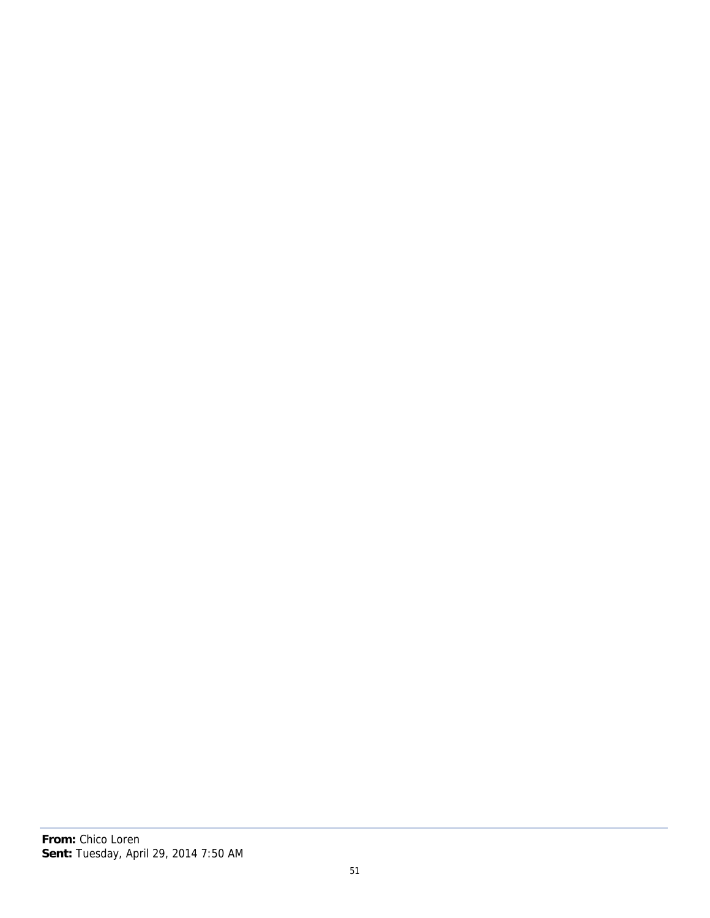---

**From:** Chico Loren
**Sent:** Tuesday, April 29, 2014 7:50 AM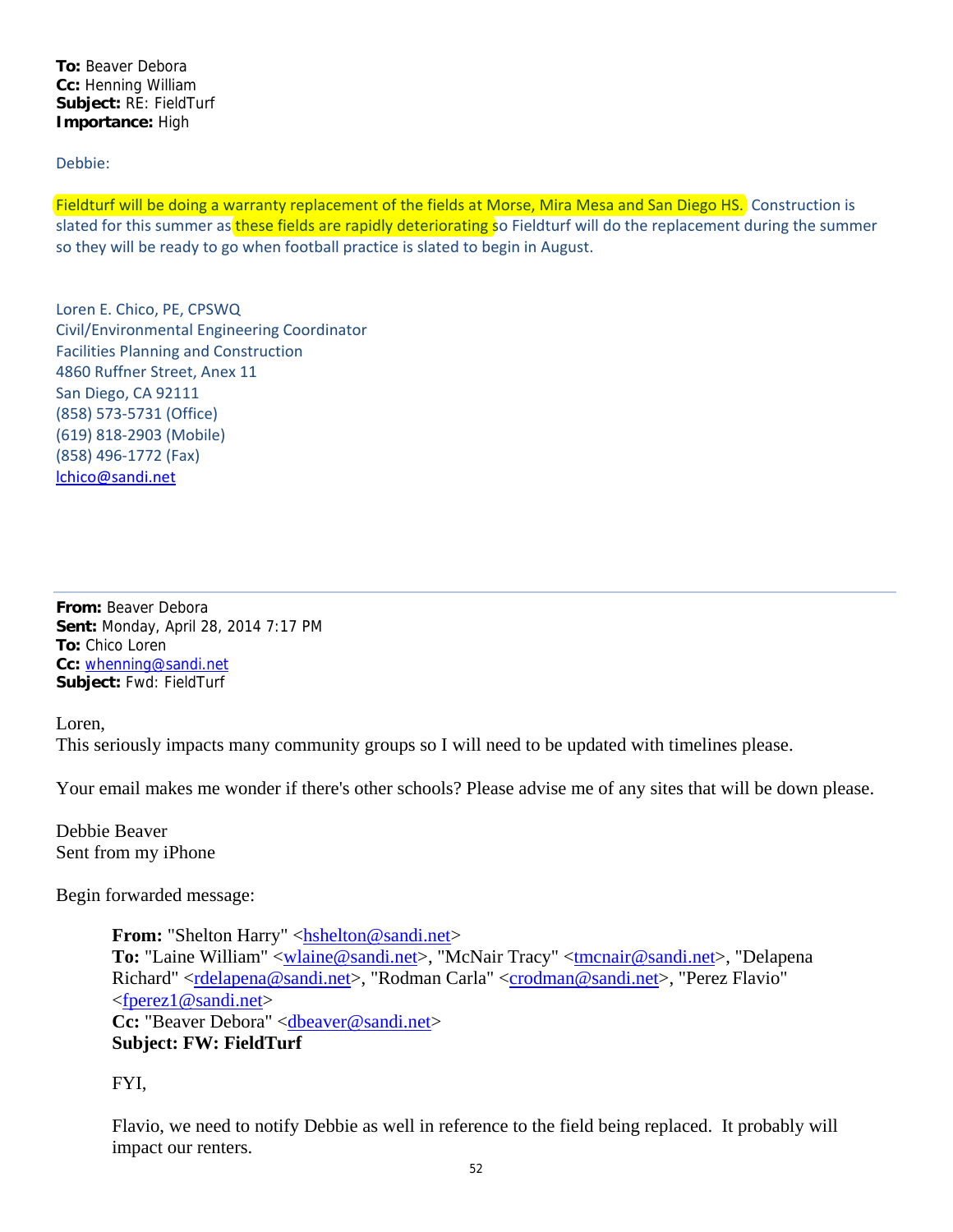**To:** Beaver Debora
**Cc:** Henning William
**Subject:** RE: FieldTurf
**Importance:** High

Debbie:

Fieldturf will be doing a warranty replacement of the fields at Morse, Mira Mesa and San Diego HS. Construction is slated for this summer as these fields are rapidly deteriorating so Fieldturf will do the replacement during the summer so they will be ready to go when football practice is slated to begin in August.

Loren E. Chico, PE, CPSWQ
Civil/Environmental Engineering Coordinator
Facilities Planning and Construction
4860 Ruffner Street, Anex 11
San Diego, CA 92111
(858) 573-5731 (Office)
(619) 818-2903 (Mobile)
(858) 496-1772 (Fax)
lchico@sandi.net

---

**From:** Beaver Debora
**Sent:** Monday, April 28, 2014 7:17 PM
**To:** Chico Loren
**Cc:** whenning@sandi.net
**Subject:** Fwd: FieldTurf

Loren,
This seriously impacts many community groups so I will need to be updated with timelines please.

Your email makes me wonder if there's other schools? Please advise me of any sites that will be down please.

Debbie Beaver
Sent from my iPhone

Begin forwarded message:

> **From:** "Shelton Harry" <hshelton@sandi.net>
> **To:** "Laine William" <wlaine@sandi.net>, "McNair Tracy" <tmcnair@sandi.net>, "Delapena Richard" <rdelapena@sandi.net>, "Rodman Carla" <crodman@sandi.net>, "Perez Flavio" <fperez1@sandi.net>
> **Cc:** "Beaver Debora" <dbeaver@sandi.net>
> **Subject: FW: FieldTurf**
>
> FYI,
>
> Flavio, we need to notify Debbie as well in reference to the field being replaced. It probably will impact our renters.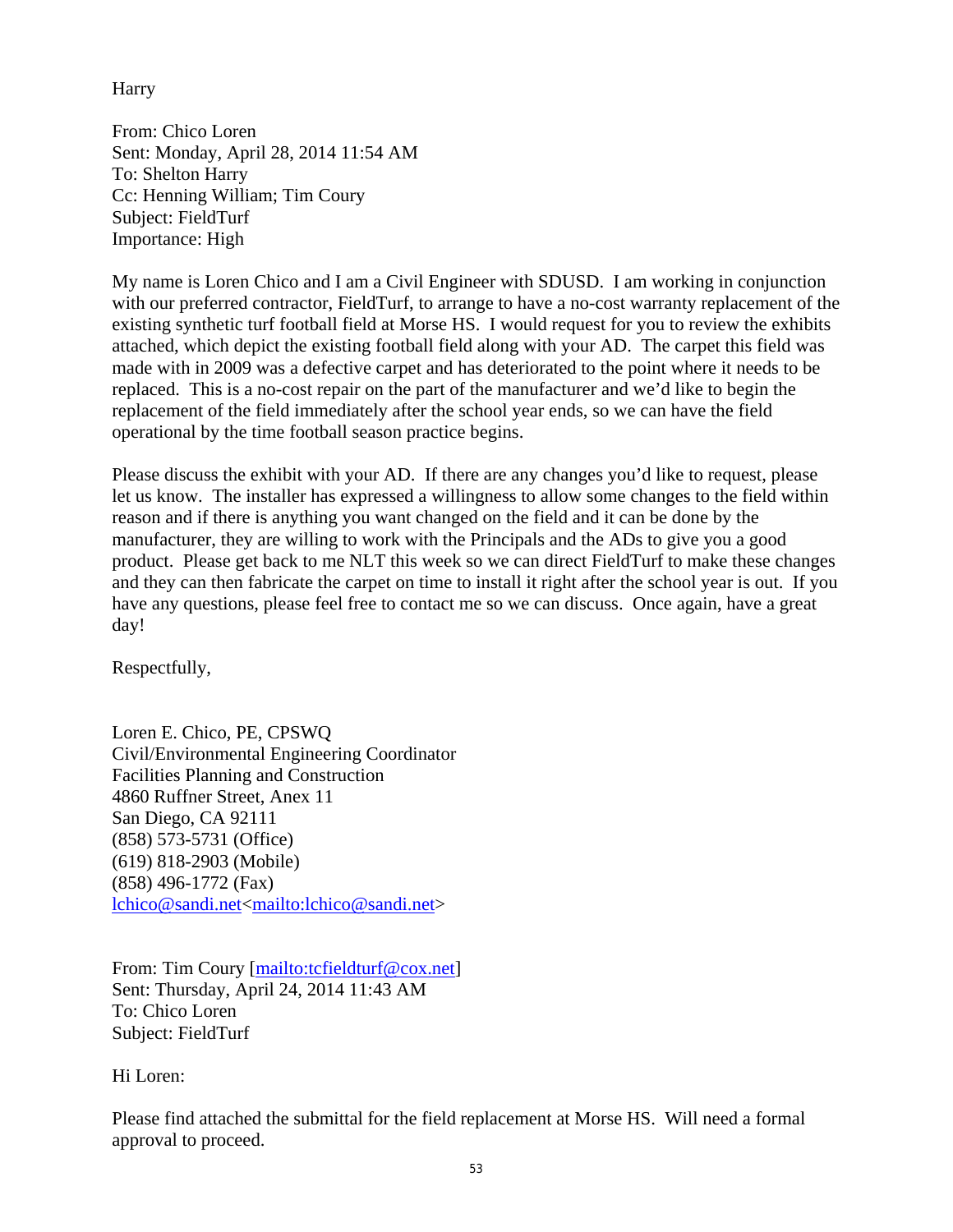Harry

From: Chico Loren
Sent: Monday, April 28, 2014 11:54 AM
To: Shelton Harry
Cc: Henning William; Tim Coury
Subject: FieldTurf
Importance: High

My name is Loren Chico and I am a Civil Engineer with SDUSD. I am working in conjunction with our preferred contractor, FieldTurf, to arrange to have a no-cost warranty replacement of the existing synthetic turf football field at Morse HS. I would request for you to review the exhibits attached, which depict the existing football field along with your AD. The carpet this field was made with in 2009 was a defective carpet and has deteriorated to the point where it needs to be replaced. This is a no-cost repair on the part of the manufacturer and we'd like to begin the replacement of the field immediately after the school year ends, so we can have the field operational by the time football season practice begins.

Please discuss the exhibit with your AD. If there are any changes you'd like to request, please let us know. The installer has expressed a willingness to allow some changes to the field within reason and if there is anything you want changed on the field and it can be done by the manufacturer, they are willing to work with the Principals and the ADs to give you a good product. Please get back to me NLT this week so we can direct FieldTurf to make these changes and they can then fabricate the carpet on time to install it right after the school year is out. If you have any questions, please feel free to contact me so we can discuss. Once again, have a great day!

Respectfully,

Loren E. Chico, PE, CPSWQ
Civil/Environmental Engineering Coordinator
Facilities Planning and Construction
4860 Ruffner Street, Anex 11
San Diego, CA 92111
(858) 573-5731 (Office)
(619) 818-2903 (Mobile)
(858) 496-1772 (Fax)
lchico@sandi.net<mailto:lchico@sandi.net>

From: Tim Coury [mailto:tcfieldturf@cox.net]
Sent: Thursday, April 24, 2014 11:43 AM
To: Chico Loren
Subject: FieldTurf

Hi Loren:

Please find attached the submittal for the field replacement at Morse HS. Will need a formal approval to proceed.